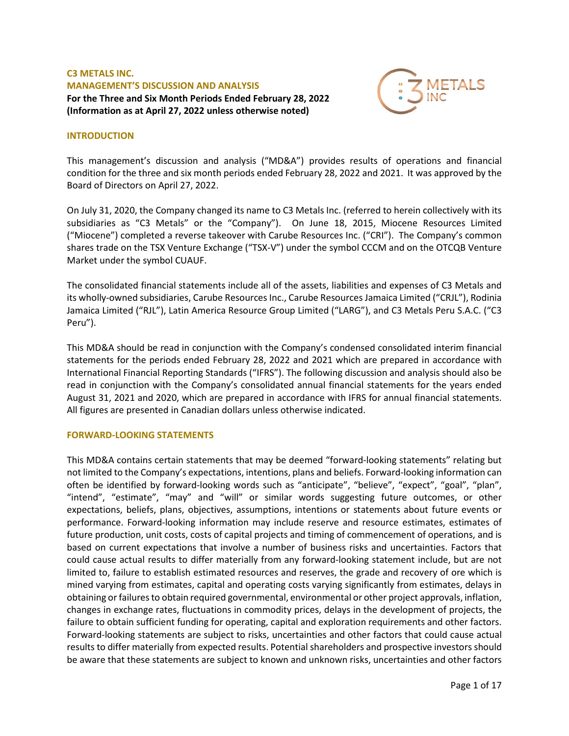# C3 METALS INC.

## MANAGEMENT'S DISCUSSION AND ANALYSIS

**For the Three and Six Month Periods Ended February 28, 2022**
**(Information as at April 27, 2022 unless otherwise noted)**

### INTRODUCTION

This management's discussion and analysis ("MD&A") provides results of operations and financial condition for the three and six month periods ended February 28, 2022 and 2021. It was approved by the Board of Directors on April 27, 2022.

On July 31, 2020, the Company changed its name to C3 Metals Inc. (referred to herein collectively with its subsidiaries as "C3 Metals" or the "Company"). On June 18, 2015, Miocene Resources Limited ("Miocene") completed a reverse takeover with Carube Resources Inc. ("CRI"). The Company's common shares trade on the TSX Venture Exchange ("TSX-V") under the symbol CCCM and on the OTCQB Venture Market under the symbol CUAUF.

The consolidated financial statements include all of the assets, liabilities and expenses of C3 Metals and its wholly-owned subsidiaries, Carube Resources Inc., Carube Resources Jamaica Limited ("CRJL"), Rodinia Jamaica Limited ("RJL"), Latin America Resource Group Limited ("LARG"), and C3 Metals Peru S.A.C. ("C3 Peru").

This MD&A should be read in conjunction with the Company's condensed consolidated interim financial statements for the periods ended February 28, 2022 and 2021 which are prepared in accordance with International Financial Reporting Standards ("IFRS"). The following discussion and analysis should also be read in conjunction with the Company's consolidated annual financial statements for the years ended August 31, 2021 and 2020, which are prepared in accordance with IFRS for annual financial statements. All figures are presented in Canadian dollars unless otherwise indicated.

### FORWARD-LOOKING STATEMENTS

This MD&A contains certain statements that may be deemed "forward-looking statements" relating but not limited to the Company's expectations, intentions, plans and beliefs. Forward-looking information can often be identified by forward-looking words such as "anticipate", "believe", "expect", "goal", "plan", "intend", "estimate", "may" and "will" or similar words suggesting future outcomes, or other expectations, beliefs, plans, objectives, assumptions, intentions or statements about future events or performance. Forward-looking information may include reserve and resource estimates, estimates of future production, unit costs, costs of capital projects and timing of commencement of operations, and is based on current expectations that involve a number of business risks and uncertainties. Factors that could cause actual results to differ materially from any forward-looking statement include, but are not limited to, failure to establish estimated resources and reserves, the grade and recovery of ore which is mined varying from estimates, capital and operating costs varying significantly from estimates, delays in obtaining or failures to obtain required governmental, environmental or other project approvals, inflation, changes in exchange rates, fluctuations in commodity prices, delays in the development of projects, the failure to obtain sufficient funding for operating, capital and exploration requirements and other factors. Forward-looking statements are subject to risks, uncertainties and other factors that could cause actual results to differ materially from expected results. Potential shareholders and prospective investors should be aware that these statements are subject to known and unknown risks, uncertainties and other factors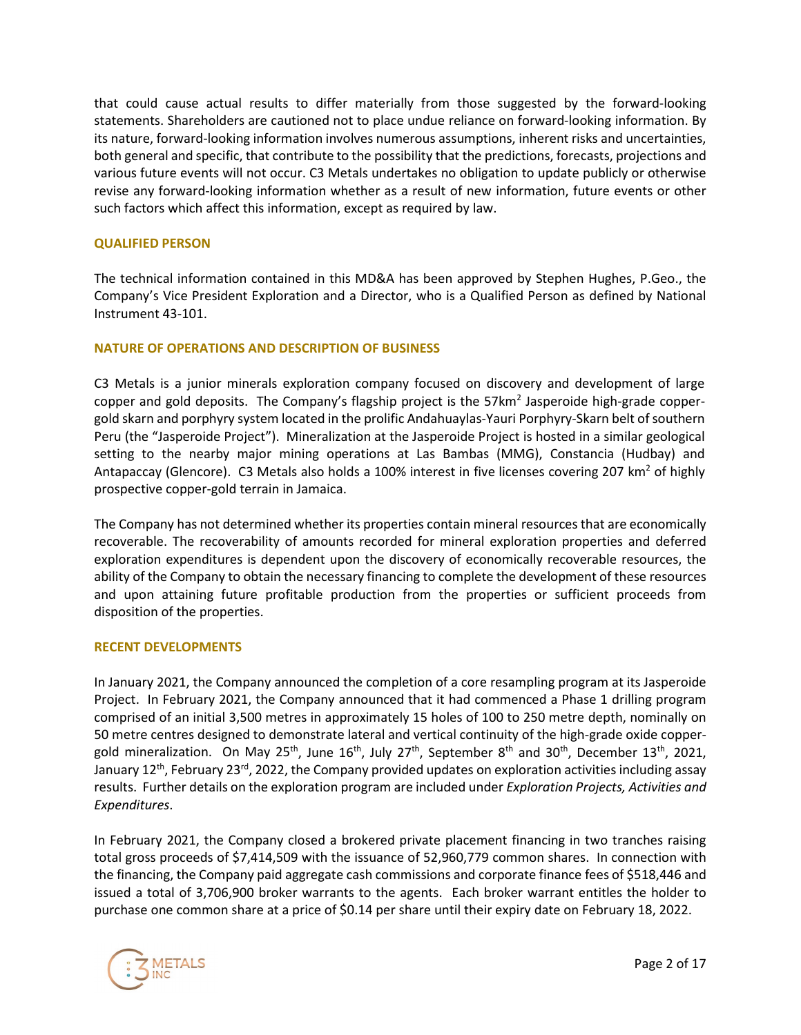that could cause actual results to differ materially from those suggested by the forward-looking statements. Shareholders are cautioned not to place undue reliance on forward-looking information. By its nature, forward-looking information involves numerous assumptions, inherent risks and uncertainties, both general and specific, that contribute to the possibility that the predictions, forecasts, projections and various future events will not occur. C3 Metals undertakes no obligation to update publicly or otherwise revise any forward-looking information whether as a result of new information, future events or other such factors which affect this information, except as required by law.

## QUALIFIED PERSON

The technical information contained in this MD&A has been approved by Stephen Hughes, P.Geo., the Company's Vice President Exploration and a Director, who is a Qualified Person as defined by National Instrument 43-101.

## NATURE OF OPERATIONS AND DESCRIPTION OF BUSINESS

C3 Metals is a junior minerals exploration company focused on discovery and development of large copper and gold deposits. The Company's flagship project is the 57km$^2$ Jasperoide high-grade copper-gold skarn and porphyry system located in the prolific Andahuaylas-Yauri Porphyry-Skarn belt of southern Peru (the "Jasperoide Project"). Mineralization at the Jasperoide Project is hosted in a similar geological setting to the nearby major mining operations at Las Bambas (MMG), Constancia (Hudbay) and Antapaccay (Glencore). C3 Metals also holds a 100% interest in five licenses covering 207 km$^2$ of highly prospective copper-gold terrain in Jamaica.

The Company has not determined whether its properties contain mineral resources that are economically recoverable. The recoverability of amounts recorded for mineral exploration properties and deferred exploration expenditures is dependent upon the discovery of economically recoverable resources, the ability of the Company to obtain the necessary financing to complete the development of these resources and upon attaining future profitable production from the properties or sufficient proceeds from disposition of the properties.

## RECENT DEVELOPMENTS

In January 2021, the Company announced the completion of a core resampling program at its Jasperoide Project. In February 2021, the Company announced that it had commenced a Phase 1 drilling program comprised of an initial 3,500 metres in approximately 15 holes of 100 to 250 metre depth, nominally on 50 metre centres designed to demonstrate lateral and vertical continuity of the high-grade oxide copper-gold mineralization. On May 25th, June 16th, July 27th, September 8th and 30th, December 13th, 2021, January 12th, February 23rd, 2022, the Company provided updates on exploration activities including assay results. Further details on the exploration program are included under *Exploration Projects, Activities and Expenditures*.

In February 2021, the Company closed a brokered private placement financing in two tranches raising total gross proceeds of $7,414,509 with the issuance of 52,960,779 common shares. In connection with the financing, the Company paid aggregate cash commissions and corporate finance fees of $518,446 and issued a total of 3,706,900 broker warrants to the agents. Each broker warrant entitles the holder to purchase one common share at a price of $0.14 per share until their expiry date on February 18, 2022.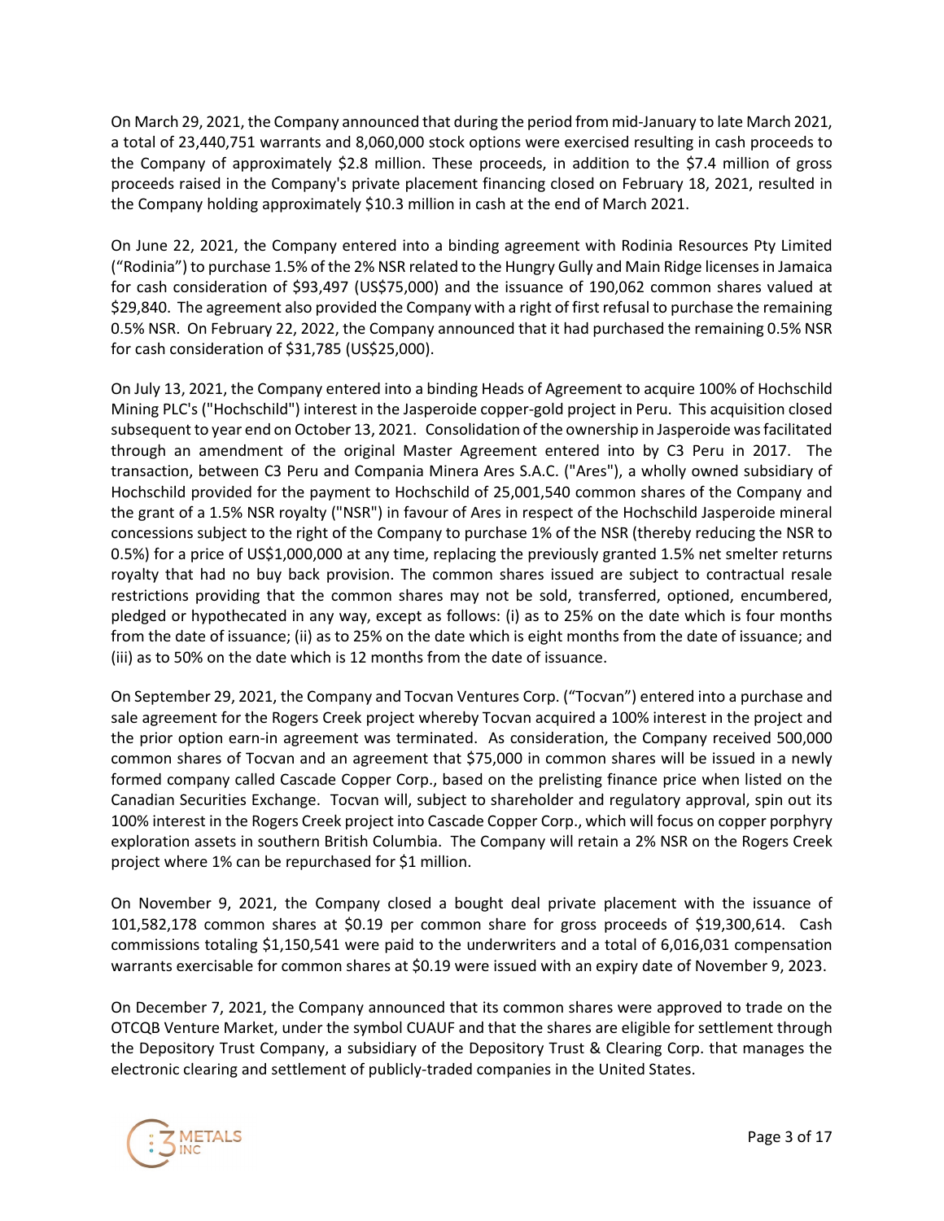On March 29, 2021, the Company announced that during the period from mid-January to late March 2021, a total of 23,440,751 warrants and 8,060,000 stock options were exercised resulting in cash proceeds to the Company of approximately $2.8 million. These proceeds, in addition to the $7.4 million of gross proceeds raised in the Company's private placement financing closed on February 18, 2021, resulted in the Company holding approximately $10.3 million in cash at the end of March 2021.

On June 22, 2021, the Company entered into a binding agreement with Rodinia Resources Pty Limited ("Rodinia") to purchase 1.5% of the 2% NSR related to the Hungry Gully and Main Ridge licenses in Jamaica for cash consideration of $93,497 (US$75,000) and the issuance of 190,062 common shares valued at $29,840. The agreement also provided the Company with a right of first refusal to purchase the remaining 0.5% NSR. On February 22, 2022, the Company announced that it had purchased the remaining 0.5% NSR for cash consideration of $31,785 (US$25,000).

On July 13, 2021, the Company entered into a binding Heads of Agreement to acquire 100% of Hochschild Mining PLC's ("Hochschild") interest in the Jasperoide copper-gold project in Peru. This acquisition closed subsequent to year end on October 13, 2021. Consolidation of the ownership in Jasperoide was facilitated through an amendment of the original Master Agreement entered into by C3 Peru in 2017. The transaction, between C3 Peru and Compania Minera Ares S.A.C. ("Ares"), a wholly owned subsidiary of Hochschild provided for the payment to Hochschild of 25,001,540 common shares of the Company and the grant of a 1.5% NSR royalty ("NSR") in favour of Ares in respect of the Hochschild Jasperoide mineral concessions subject to the right of the Company to purchase 1% of the NSR (thereby reducing the NSR to 0.5%) for a price of US$1,000,000 at any time, replacing the previously granted 1.5% net smelter returns royalty that had no buy back provision. The common shares issued are subject to contractual resale restrictions providing that the common shares may not be sold, transferred, optioned, encumbered, pledged or hypothecated in any way, except as follows: (i) as to 25% on the date which is four months from the date of issuance; (ii) as to 25% on the date which is eight months from the date of issuance; and (iii) as to 50% on the date which is 12 months from the date of issuance.

On September 29, 2021, the Company and Tocvan Ventures Corp. ("Tocvan") entered into a purchase and sale agreement for the Rogers Creek project whereby Tocvan acquired a 100% interest in the project and the prior option earn-in agreement was terminated. As consideration, the Company received 500,000 common shares of Tocvan and an agreement that $75,000 in common shares will be issued in a newly formed company called Cascade Copper Corp., based on the prelisting finance price when listed on the Canadian Securities Exchange. Tocvan will, subject to shareholder and regulatory approval, spin out its 100% interest in the Rogers Creek project into Cascade Copper Corp., which will focus on copper porphyry exploration assets in southern British Columbia. The Company will retain a 2% NSR on the Rogers Creek project where 1% can be repurchased for $1 million.

On November 9, 2021, the Company closed a bought deal private placement with the issuance of 101,582,178 common shares at $0.19 per common share for gross proceeds of $19,300,614. Cash commissions totaling $1,150,541 were paid to the underwriters and a total of 6,016,031 compensation warrants exercisable for common shares at $0.19 were issued with an expiry date of November 9, 2023.

On December 7, 2021, the Company announced that its common shares were approved to trade on the OTCQB Venture Market, under the symbol CUAUF and that the shares are eligible for settlement through the Depository Trust Company, a subsidiary of the Depository Trust & Clearing Corp. that manages the electronic clearing and settlement of publicly-traded companies in the United States.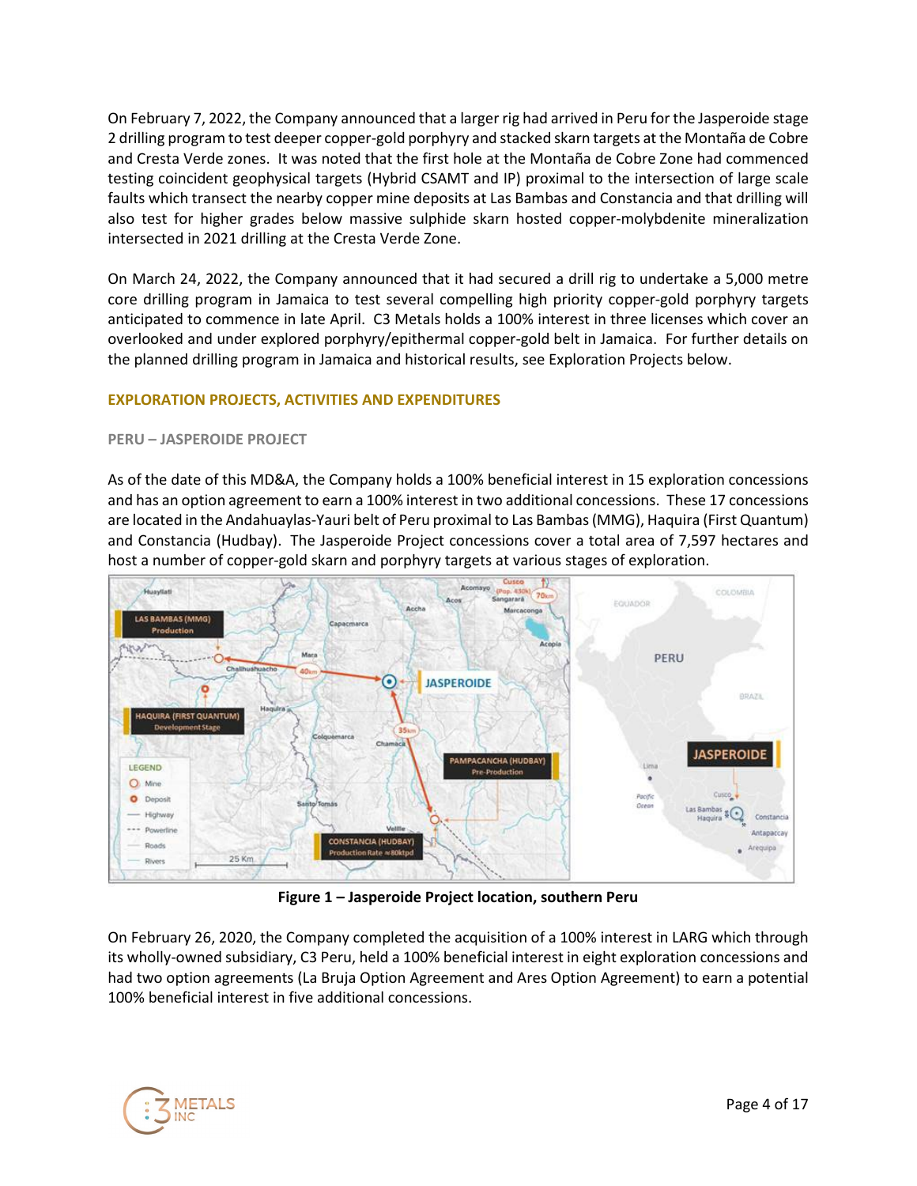On February 7, 2022, the Company announced that a larger rig had arrived in Peru for the Jasperoide stage 2 drilling program to test deeper copper-gold porphyry and stacked skarn targets at the Montaña de Cobre and Cresta Verde zones. It was noted that the first hole at the Montaña de Cobre Zone had commenced testing coincident geophysical targets (Hybrid CSAMT and IP) proximal to the intersection of large scale faults which transect the nearby copper mine deposits at Las Bambas and Constancia and that drilling will also test for higher grades below massive sulphide skarn hosted copper-molybdenite mineralization intersected in 2021 drilling at the Cresta Verde Zone.

On March 24, 2022, the Company announced that it had secured a drill rig to undertake a 5,000 metre core drilling program in Jamaica to test several compelling high priority copper-gold porphyry targets anticipated to commence in late April. C3 Metals holds a 100% interest in three licenses which cover an overlooked and under explored porphyry/epithermal copper-gold belt in Jamaica. For further details on the planned drilling program in Jamaica and historical results, see Exploration Projects below.

## EXPLORATION PROJECTS, ACTIVITIES AND EXPENDITURES

### PERU – JASPEROIDE PROJECT

As of the date of this MD&A, the Company holds a 100% beneficial interest in 15 exploration concessions and has an option agreement to earn a 100% interest in two additional concessions. These 17 concessions are located in the Andahuaylas-Yauri belt of Peru proximal to Las Bambas (MMG), Haquira (First Quantum) and Constancia (Hudbay). The Jasperoide Project concessions cover a total area of 7,597 hectares and host a number of copper-gold skarn and porphyry targets at various stages of exploration.

Huayllati
LAS BAMBAS (MMG)
Production
Challhuahuacho
40km
JASPEROIDE
HAQUIRA (FIRST QUANTUM)
Development Stage
Haquira
35km
Chamaca
PAMPACANCHA (HUDBAY)
Pre-Production
CONSTANCIA (HUDBAY)
Production Rate ≈ 80ktpd
Cusco (Pop. 430k)
70km
Acomayo
Acos
Sangarara
Marcaconga
Accha
Acopia
Capacmarca
Mara
Colquemarca
Santo Tomás
Velille
LEGEND
Mine
Deposit
Highway
Powerline
Roads
Rivers
25 Km
ECUADOR
COLOMBIA
PERU
BRAZIL
JASPEROIDE
Lima
Pacific Ocean
Cusco
Las Bambas
Haquira
Constancia
Antapaccay
Arequipa

**Figure 1 – Jasperoide Project location, southern Peru**

On February 26, 2020, the Company completed the acquisition of a 100% interest in LARG which through its wholly-owned subsidiary, C3 Peru, held a 100% beneficial interest in eight exploration concessions and had two option agreements (La Bruja Option Agreement and Ares Option Agreement) to earn a potential 100% beneficial interest in five additional concessions.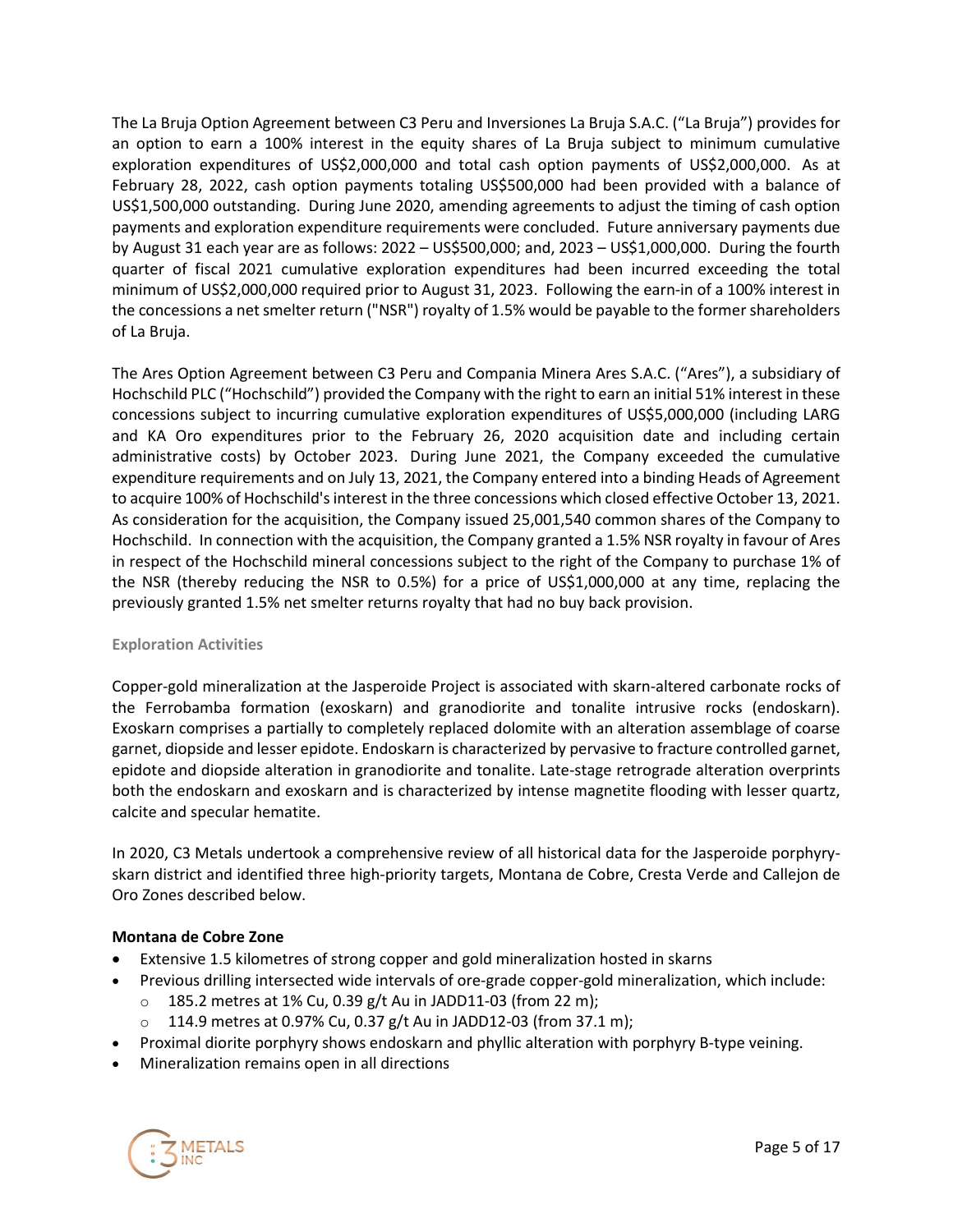The La Bruja Option Agreement between C3 Peru and Inversiones La Bruja S.A.C. ("La Bruja") provides for an option to earn a 100% interest in the equity shares of La Bruja subject to minimum cumulative exploration expenditures of US$2,000,000 and total cash option payments of US$2,000,000. As at February 28, 2022, cash option payments totaling US$500,000 had been provided with a balance of US$1,500,000 outstanding. During June 2020, amending agreements to adjust the timing of cash option payments and exploration expenditure requirements were concluded. Future anniversary payments due by August 31 each year are as follows: 2022 – US$500,000; and, 2023 – US$1,000,000. During the fourth quarter of fiscal 2021 cumulative exploration expenditures had been incurred exceeding the total minimum of US$2,000,000 required prior to August 31, 2023. Following the earn-in of a 100% interest in the concessions a net smelter return ("NSR") royalty of 1.5% would be payable to the former shareholders of La Bruja.

The Ares Option Agreement between C3 Peru and Compania Minera Ares S.A.C. ("Ares"), a subsidiary of Hochschild PLC ("Hochschild") provided the Company with the right to earn an initial 51% interest in these concessions subject to incurring cumulative exploration expenditures of US$5,000,000 (including LARG and KA Oro expenditures prior to the February 26, 2020 acquisition date and including certain administrative costs) by October 2023. During June 2021, the Company exceeded the cumulative expenditure requirements and on July 13, 2021, the Company entered into a binding Heads of Agreement to acquire 100% of Hochschild's interest in the three concessions which closed effective October 13, 2021. As consideration for the acquisition, the Company issued 25,001,540 common shares of the Company to Hochschild. In connection with the acquisition, the Company granted a 1.5% NSR royalty in favour of Ares in respect of the Hochschild mineral concessions subject to the right of the Company to purchase 1% of the NSR (thereby reducing the NSR to 0.5%) for a price of US$1,000,000 at any time, replacing the previously granted 1.5% net smelter returns royalty that had no buy back provision.

### Exploration Activities

Copper-gold mineralization at the Jasperoide Project is associated with skarn-altered carbonate rocks of the Ferrobamba formation (exoskarn) and granodiorite and tonalite intrusive rocks (endoskarn). Exoskarn comprises a partially to completely replaced dolomite with an alteration assemblage of coarse garnet, diopside and lesser epidote. Endoskarn is characterized by pervasive to fracture controlled garnet, epidote and diopside alteration in granodiorite and tonalite. Late-stage retrograde alteration overprints both the endoskarn and exoskarn and is characterized by intense magnetite flooding with lesser quartz, calcite and specular hematite.

In 2020, C3 Metals undertook a comprehensive review of all historical data for the Jasperoide porphyry-skarn district and identified three high-priority targets, Montana de Cobre, Cresta Verde and Callejon de Oro Zones described below.

**Montana de Cobre Zone**

- Extensive 1.5 kilometres of strong copper and gold mineralization hosted in skarns
- Previous drilling intersected wide intervals of ore-grade copper-gold mineralization, which include:
  - 185.2 metres at 1% Cu, 0.39 g/t Au in JADD11-03 (from 22 m);
  - 114.9 metres at 0.97% Cu, 0.37 g/t Au in JADD12-03 (from 37.1 m);
- Proximal diorite porphyry shows endoskarn and phyllic alteration with porphyry B-type veining.
- Mineralization remains open in all directions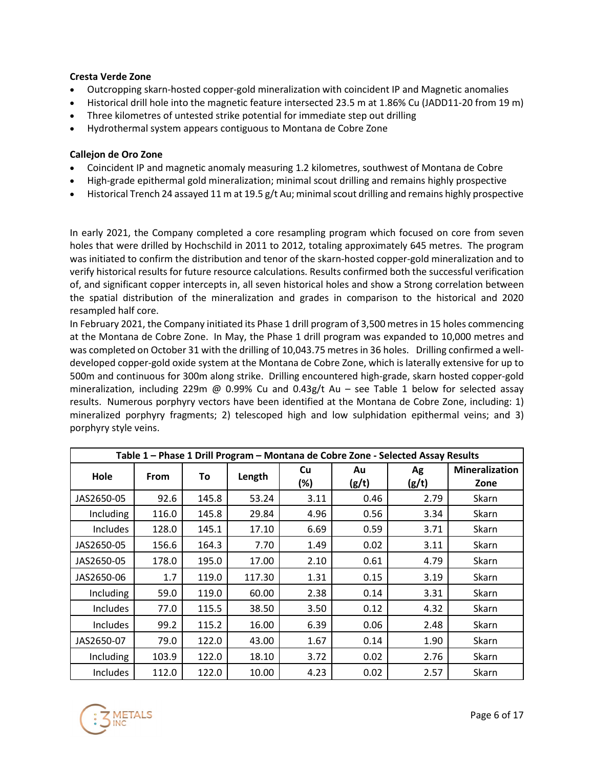**Cresta Verde Zone**

- Outcropping skarn-hosted copper-gold mineralization with coincident IP and Magnetic anomalies
- Historical drill hole into the magnetic feature intersected 23.5 m at 1.86% Cu (JADD11-20 from 19 m)
- Three kilometres of untested strike potential for immediate step out drilling
- Hydrothermal system appears contiguous to Montana de Cobre Zone

**Callejon de Oro Zone**

- Coincident IP and magnetic anomaly measuring 1.2 kilometres, southwest of Montana de Cobre
- High-grade epithermal gold mineralization; minimal scout drilling and remains highly prospective
- Historical Trench 24 assayed 11 m at 19.5 g/t Au; minimal scout drilling and remains highly prospective

In early 2021, the Company completed a core resampling program which focused on core from seven holes that were drilled by Hochschild in 2011 to 2012, totaling approximately 645 metres. The program was initiated to confirm the distribution and tenor of the skarn-hosted copper-gold mineralization and to verify historical results for future resource calculations. Results confirmed both the successful verification of, and significant copper intercepts in, all seven historical holes and show a Strong correlation between the spatial distribution of the mineralization and grades in comparison to the historical and 2020 resampled half core.

In February 2021, the Company initiated its Phase 1 drill program of 3,500 metres in 15 holes commencing at the Montana de Cobre Zone. In May, the Phase 1 drill program was expanded to 10,000 metres and was completed on October 31 with the drilling of 10,043.75 metres in 36 holes. Drilling confirmed a well-developed copper-gold oxide system at the Montana de Cobre Zone, which is laterally extensive for up to 500m and continuous for 300m along strike. Drilling encountered high-grade, skarn hosted copper-gold mineralization, including 229m @ 0.99% Cu and 0.43g/t Au – see Table 1 below for selected assay results. Numerous porphyry vectors have been identified at the Montana de Cobre Zone, including: 1) mineralized porphyry fragments; 2) telescoped high and low sulphidation epithermal veins; and 3) porphyry style veins.

**Table 1 – Phase 1 Drill Program – Montana de Cobre Zone - Selected Assay Results**

| Hole | From | To | Length | Cu (%) | Au (g/t) | Ag (g/t) | Mineralization Zone |
|---|---|---|---|---|---|---|---|
| JAS2650-05 | 92.6 | 145.8 | 53.24 | 3.11 | 0.46 | 2.79 | Skarn |
| Including | 116.0 | 145.8 | 29.84 | 4.96 | 0.56 | 3.34 | Skarn |
| Includes | 128.0 | 145.1 | 17.10 | 6.69 | 0.59 | 3.71 | Skarn |
| JAS2650-05 | 156.6 | 164.3 | 7.70 | 1.49 | 0.02 | 3.11 | Skarn |
| JAS2650-05 | 178.0 | 195.0 | 17.00 | 2.10 | 0.61 | 4.79 | Skarn |
| JAS2650-06 | 1.7 | 119.0 | 117.30 | 1.31 | 0.15 | 3.19 | Skarn |
| Including | 59.0 | 119.0 | 60.00 | 2.38 | 0.14 | 3.31 | Skarn |
| Includes | 77.0 | 115.5 | 38.50 | 3.50 | 0.12 | 4.32 | Skarn |
| Includes | 99.2 | 115.2 | 16.00 | 6.39 | 0.06 | 2.48 | Skarn |
| JAS2650-07 | 79.0 | 122.0 | 43.00 | 1.67 | 0.14 | 1.90 | Skarn |
| Including | 103.9 | 122.0 | 18.10 | 3.72 | 0.02 | 2.76 | Skarn |
| Includes | 112.0 | 122.0 | 10.00 | 4.23 | 0.02 | 2.57 | Skarn |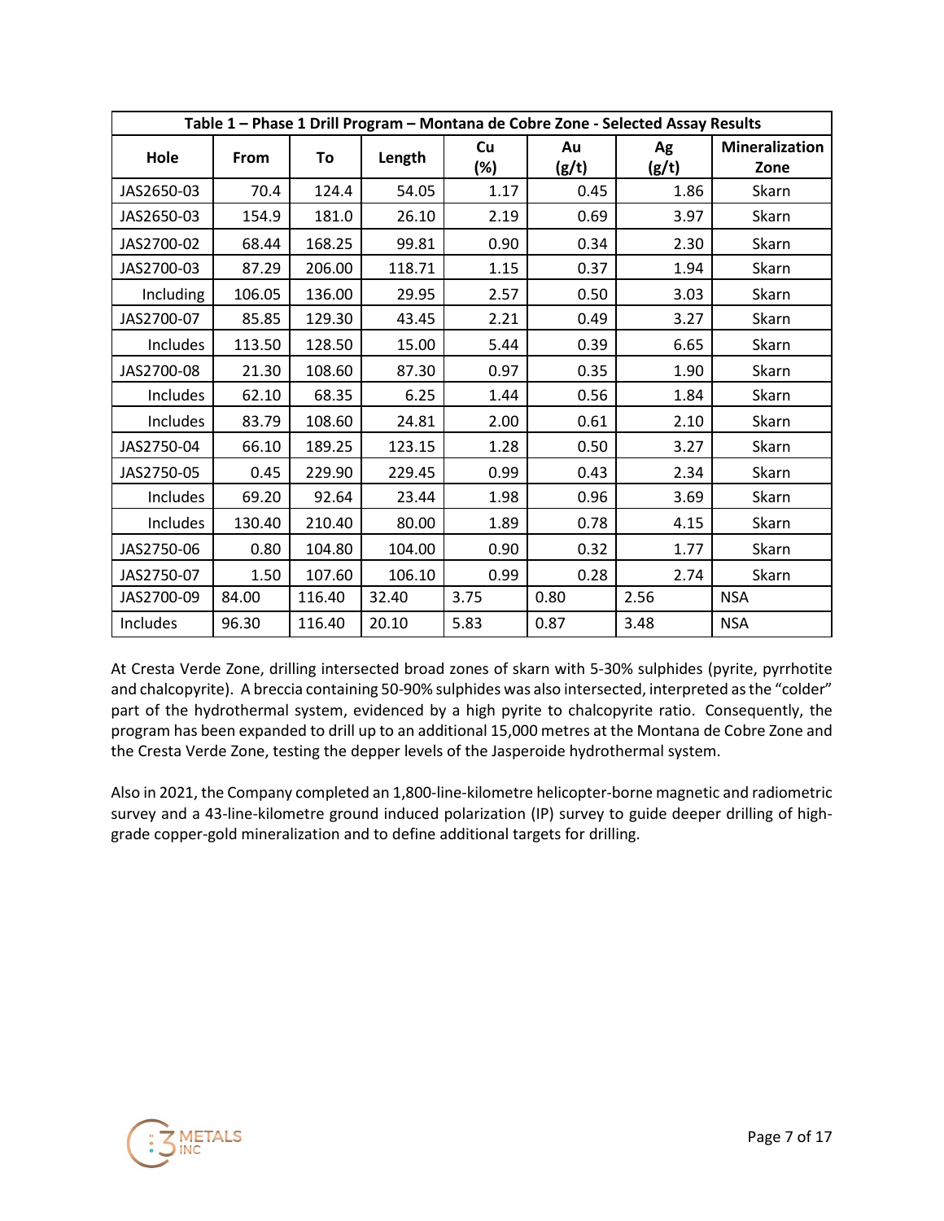| Table 1 – Phase 1 Drill Program – Montana de Cobre Zone - Selected Assay Results | | | | | | | |
|---|---|---|---|---|---|---|---|
| Hole | From | To | Length | Cu (%) | Au (g/t) | Ag (g/t) | Mineralization Zone |
| JAS2650-03 | 70.4 | 124.4 | 54.05 | 1.17 | 0.45 | 1.86 | Skarn |
| JAS2650-03 | 154.9 | 181.0 | 26.10 | 2.19 | 0.69 | 3.97 | Skarn |
| JAS2700-02 | 68.44 | 168.25 | 99.81 | 0.90 | 0.34 | 2.30 | Skarn |
| JAS2700-03 | 87.29 | 206.00 | 118.71 | 1.15 | 0.37 | 1.94 | Skarn |
| Including | 106.05 | 136.00 | 29.95 | 2.57 | 0.50 | 3.03 | Skarn |
| JAS2700-07 | 85.85 | 129.30 | 43.45 | 2.21 | 0.49 | 3.27 | Skarn |
| Includes | 113.50 | 128.50 | 15.00 | 5.44 | 0.39 | 6.65 | Skarn |
| JAS2700-08 | 21.30 | 108.60 | 87.30 | 0.97 | 0.35 | 1.90 | Skarn |
| Includes | 62.10 | 68.35 | 6.25 | 1.44 | 0.56 | 1.84 | Skarn |
| Includes | 83.79 | 108.60 | 24.81 | 2.00 | 0.61 | 2.10 | Skarn |
| JAS2750-04 | 66.10 | 189.25 | 123.15 | 1.28 | 0.50 | 3.27 | Skarn |
| JAS2750-05 | 0.45 | 229.90 | 229.45 | 0.99 | 0.43 | 2.34 | Skarn |
| Includes | 69.20 | 92.64 | 23.44 | 1.98 | 0.96 | 3.69 | Skarn |
| Includes | 130.40 | 210.40 | 80.00 | 1.89 | 0.78 | 4.15 | Skarn |
| JAS2750-06 | 0.80 | 104.80 | 104.00 | 0.90 | 0.32 | 1.77 | Skarn |
| JAS2750-07 | 1.50 | 107.60 | 106.10 | 0.99 | 0.28 | 2.74 | Skarn |
| JAS2700-09 | 84.00 | 116.40 | 32.40 | 3.75 | 0.80 | 2.56 | NSA |
| Includes | 96.30 | 116.40 | 20.10 | 5.83 | 0.87 | 3.48 | NSA |

At Cresta Verde Zone, drilling intersected broad zones of skarn with 5-30% sulphides (pyrite, pyrrhotite and chalcopyrite). A breccia containing 50-90% sulphides was also intersected, interpreted as the "colder" part of the hydrothermal system, evidenced by a high pyrite to chalcopyrite ratio. Consequently, the program has been expanded to drill up to an additional 15,000 metres at the Montana de Cobre Zone and the Cresta Verde Zone, testing the depper levels of the Jasperoide hydrothermal system.

Also in 2021, the Company completed an 1,800-line-kilometre helicopter-borne magnetic and radiometric survey and a 43-line-kilometre ground induced polarization (IP) survey to guide deeper drilling of high-grade copper-gold mineralization and to define additional targets for drilling.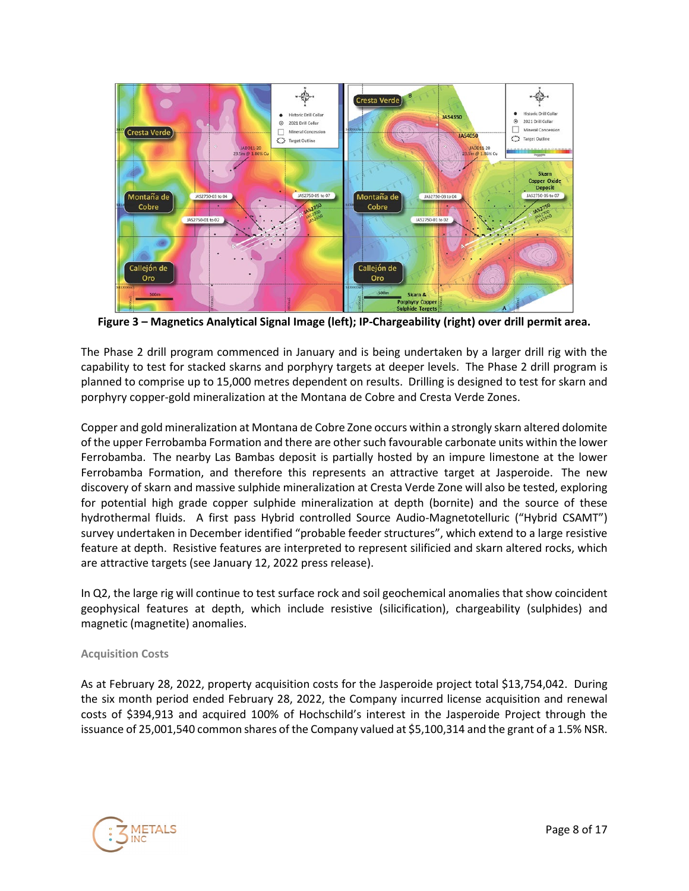Cresta Verde

JAD011-20
23.5m @ 1.86% Cu

Montaña de Cobre

JAS2750-03 to 04

JAS2750-05 to 07

JAS2750-01 to 02

JAS2750
JAS2700
JAS2650

Callejón de Oro

500m

Historic Drill Collar
2021 Drill Collar
Mineral Concession
Target Outline

Cresta Verde

JAS4350

JAS4050

JAD011-20
23.5m @ 1.86% Cu

Skarn Copper Oxide Deposit

Montaña de Cobre

JAS2750-03 to 04

JAS2750-05 to 07

JAS2750-01 to 02

JAS2750
JAS2700
JAS2650

Callejón de Oro

500m

Skarn & Porphyry Copper Sulphide Targets

Historic Drill Collar
2021 Drill Collar
Mineral Concession
Target Outline

**Figure 3 – Magnetics Analytical Signal Image (left); IP-Chargeability (right) over drill permit area.**

The Phase 2 drill program commenced in January and is being undertaken by a larger drill rig with the capability to test for stacked skarns and porphyry targets at deeper levels. The Phase 2 drill program is planned to comprise up to 15,000 metres dependent on results. Drilling is designed to test for skarn and porphyry copper-gold mineralization at the Montana de Cobre and Cresta Verde Zones.

Copper and gold mineralization at Montana de Cobre Zone occurs within a strongly skarn altered dolomite of the upper Ferrobamba Formation and there are other such favourable carbonate units within the lower Ferrobamba. The nearby Las Bambas deposit is partially hosted by an impure limestone at the lower Ferrobamba Formation, and therefore this represents an attractive target at Jasperoide. The new discovery of skarn and massive sulphide mineralization at Cresta Verde Zone will also be tested, exploring for potential high grade copper sulphide mineralization at depth (bornite) and the source of these hydrothermal fluids. A first pass Hybrid controlled Source Audio-Magnetotelluric ("Hybrid CSAMT") survey undertaken in December identified "probable feeder structures", which extend to a large resistive feature at depth. Resistive features are interpreted to represent silicified and skarn altered rocks, which are attractive targets (see January 12, 2022 press release).

In Q2, the large rig will continue to test surface rock and soil geochemical anomalies that show coincident geophysical features at depth, which include resistive (silicification), chargeability (sulphides) and magnetic (magnetite) anomalies.

### Acquisition Costs

As at February 28, 2022, property acquisition costs for the Jasperoide project total $13,754,042. During the six month period ended February 28, 2022, the Company incurred license acquisition and renewal costs of $394,913 and acquired 100% of Hochschild's interest in the Jasperoide Project through the issuance of 25,001,540 common shares of the Company valued at $5,100,314 and the grant of a 1.5% NSR.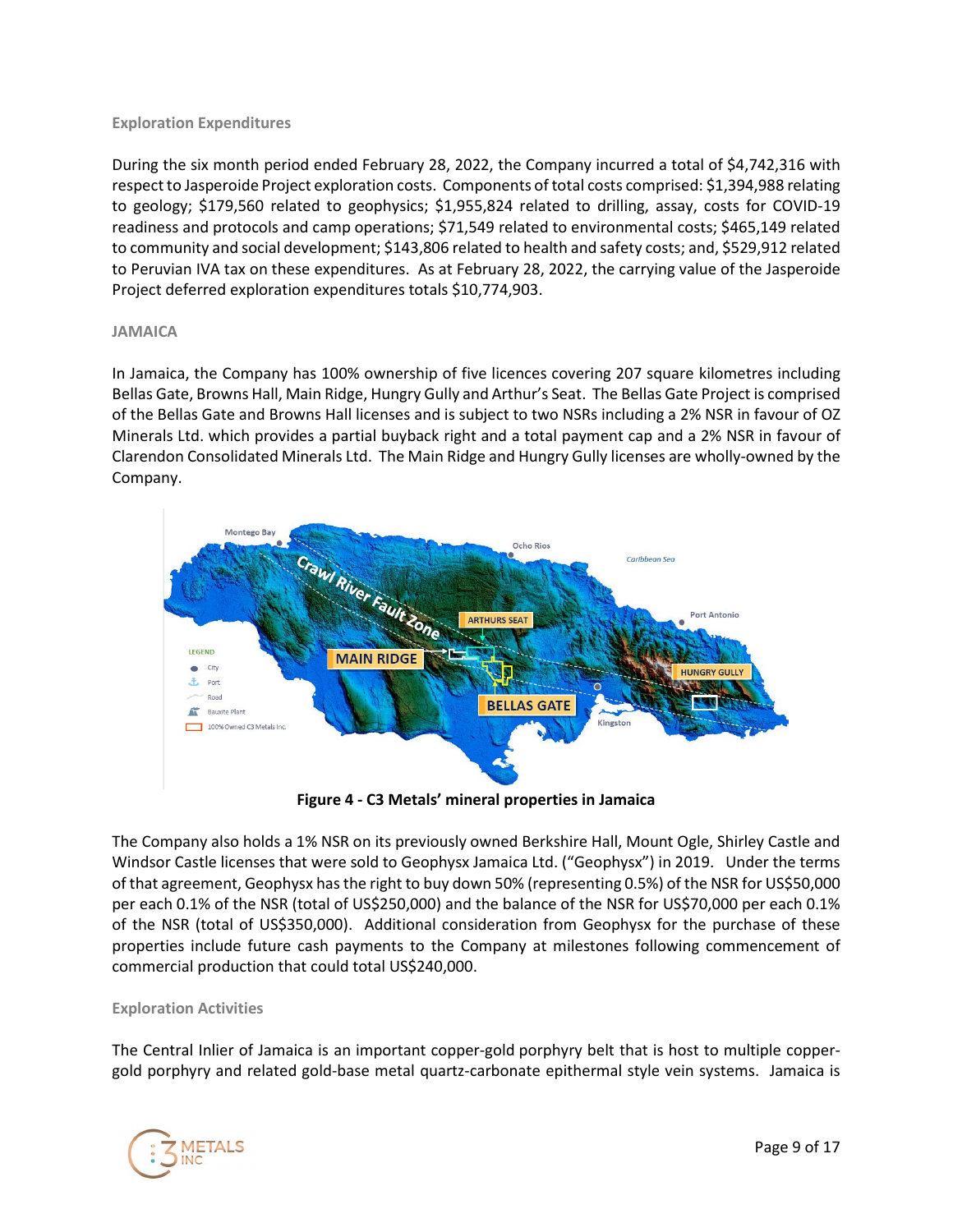### Exploration Expenditures

During the six month period ended February 28, 2022, the Company incurred a total of $4,742,316 with respect to Jasperoide Project exploration costs. Components of total costs comprised: $1,394,988 relating to geology; $179,560 related to geophysics; $1,955,824 related to drilling, assay, costs for COVID-19 readiness and protocols and camp operations; $71,549 related to environmental costs; $465,149 related to community and social development; $143,806 related to health and safety costs; and, $529,912 related to Peruvian IVA tax on these expenditures. As at February 28, 2022, the carrying value of the Jasperoide Project deferred exploration expenditures totals $10,774,903.

## JAMAICA

In Jamaica, the Company has 100% ownership of five licences covering 207 square kilometres including Bellas Gate, Browns Hall, Main Ridge, Hungry Gully and Arthur's Seat. The Bellas Gate Project is comprised of the Bellas Gate and Browns Hall licenses and is subject to two NSRs including a 2% NSR in favour of OZ Minerals Ltd. which provides a partial buyback right and a total payment cap and a 2% NSR in favour of Clarendon Consolidated Minerals Ltd. The Main Ridge and Hungry Gully licenses are wholly-owned by the Company.

Montego Bay
Ocho Rios
Caribbean Sea
Crawl River Fault Zone
ARTHURS SEAT
Port Antonio
LEGEND
City
Port
Road
Bauxite Plant
100% Owned C3 Metals Inc.
MAIN RIDGE
HUNGRY GULLY
BELLAS GATE
Kingston

**Figure 4 - C3 Metals' mineral properties in Jamaica**

The Company also holds a 1% NSR on its previously owned Berkshire Hall, Mount Ogle, Shirley Castle and Windsor Castle licenses that were sold to Geophysx Jamaica Ltd. ("Geophysx") in 2019. Under the terms of that agreement, Geophysx has the right to buy down 50% (representing 0.5%) of the NSR for US$50,000 per each 0.1% of the NSR (total of US$250,000) and the balance of the NSR for US$70,000 per each 0.1% of the NSR (total of US$350,000). Additional consideration from Geophysx for the purchase of these properties include future cash payments to the Company at milestones following commencement of commercial production that could total US$240,000.

### Exploration Activities

The Central Inlier of Jamaica is an important copper-gold porphyry belt that is host to multiple copper-gold porphyry and related gold-base metal quartz-carbonate epithermal style vein systems. Jamaica is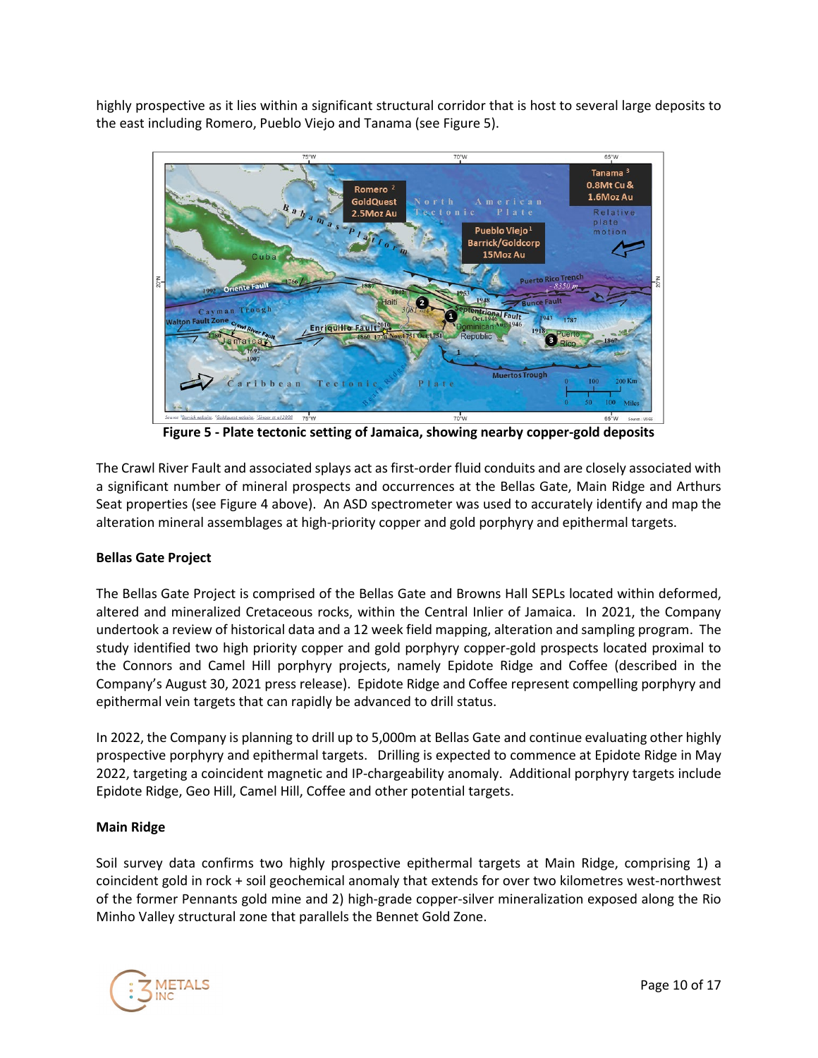highly prospective as it lies within a significant structural corridor that is host to several large deposits to the east including Romero, Pueblo Viejo and Tanama (see Figure 5).

Romero [2]
GoldQuest
2.5Moz Au

Tanama [3]
0.8Mt Cu &
1.6Moz Au

Pueblo Viejo [1]
Barrick/Goldcorp
15Moz Au

North American Tectonic Plate

Bahamas Platform

Relative plate motion

Cuba

Oriente Fault

Cayman Trough

Walton Fault Zone

Crawl River Fault

Jamaica

Enriquillo Fault

Haiti

Septentrional Fault

Dominican Republic

Puerto Rico Trench

Bunce Fault

Puerto Rico

Muertos Trough

Caribbean Tectonic Plate

Beata Ridge

75°W

70°W

65°W

20°N

0 100 200 Km

0 50 100 Miles

Source: [1]Barrick website, [2]GoldQuest website, [3]Singer et al 2008

Source: USGS

**Figure 5 - Plate tectonic setting of Jamaica, showing nearby copper-gold deposits**

The Crawl River Fault and associated splays act as first-order fluid conduits and are closely associated with a significant number of mineral prospects and occurrences at the Bellas Gate, Main Ridge and Arthurs Seat properties (see Figure 4 above). An ASD spectrometer was used to accurately identify and map the alteration mineral assemblages at high-priority copper and gold porphyry and epithermal targets.

**Bellas Gate Project**

The Bellas Gate Project is comprised of the Bellas Gate and Browns Hall SEPLs located within deformed, altered and mineralized Cretaceous rocks, within the Central Inlier of Jamaica. In 2021, the Company undertook a review of historical data and a 12 week field mapping, alteration and sampling program. The study identified two high priority copper and gold porphyry copper-gold prospects located proximal to the Connors and Camel Hill porphyry projects, namely Epidote Ridge and Coffee (described in the Company's August 30, 2021 press release). Epidote Ridge and Coffee represent compelling porphyry and epithermal vein targets that can rapidly be advanced to drill status.

In 2022, the Company is planning to drill up to 5,000m at Bellas Gate and continue evaluating other highly prospective porphyry and epithermal targets. Drilling is expected to commence at Epidote Ridge in May 2022, targeting a coincident magnetic and IP-chargeability anomaly. Additional porphyry targets include Epidote Ridge, Geo Hill, Camel Hill, Coffee and other potential targets.

**Main Ridge**

Soil survey data confirms two highly prospective epithermal targets at Main Ridge, comprising 1) a coincident gold in rock + soil geochemical anomaly that extends for over two kilometres west-northwest of the former Pennants gold mine and 2) high-grade copper-silver mineralization exposed along the Rio Minho Valley structural zone that parallels the Bennet Gold Zone.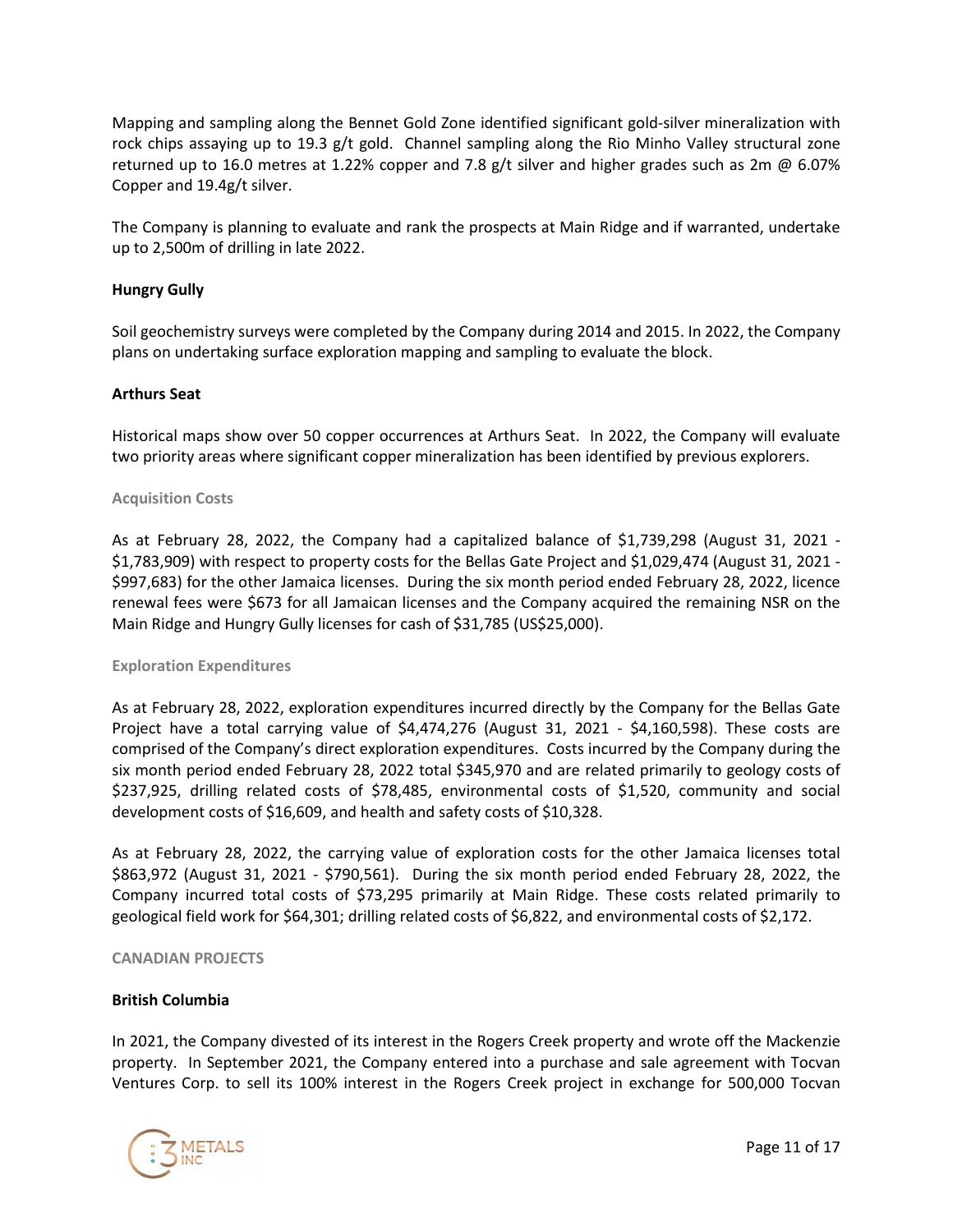Mapping and sampling along the Bennet Gold Zone identified significant gold-silver mineralization with rock chips assaying up to 19.3 g/t gold. Channel sampling along the Rio Minho Valley structural zone returned up to 16.0 metres at 1.22% copper and 7.8 g/t silver and higher grades such as 2m @ 6.07% Copper and 19.4g/t silver.

The Company is planning to evaluate and rank the prospects at Main Ridge and if warranted, undertake up to 2,500m of drilling in late 2022.

**Hungry Gully**

Soil geochemistry surveys were completed by the Company during 2014 and 2015. In 2022, the Company plans on undertaking surface exploration mapping and sampling to evaluate the block.

**Arthurs Seat**

Historical maps show over 50 copper occurrences at Arthurs Seat. In 2022, the Company will evaluate two priority areas where significant copper mineralization has been identified by previous explorers.

#### Acquisition Costs

As at February 28, 2022, the Company had a capitalized balance of $1,739,298 (August 31, 2021 - $1,783,909) with respect to property costs for the Bellas Gate Project and $1,029,474 (August 31, 2021 - $997,683) for the other Jamaica licenses. During the six month period ended February 28, 2022, licence renewal fees were $673 for all Jamaican licenses and the Company acquired the remaining NSR on the Main Ridge and Hungry Gully licenses for cash of $31,785 (US$25,000).

#### Exploration Expenditures

As at February 28, 2022, exploration expenditures incurred directly by the Company for the Bellas Gate Project have a total carrying value of $4,474,276 (August 31, 2021 - $4,160,598). These costs are comprised of the Company's direct exploration expenditures. Costs incurred by the Company during the six month period ended February 28, 2022 total $345,970 and are related primarily to geology costs of $237,925, drilling related costs of $78,485, environmental costs of $1,520, community and social development costs of $16,609, and health and safety costs of $10,328.

As at February 28, 2022, the carrying value of exploration costs for the other Jamaica licenses total $863,972 (August 31, 2021 - $790,561). During the six month period ended February 28, 2022, the Company incurred total costs of $73,295 primarily at Main Ridge. These costs related primarily to geological field work for $64,301; drilling related costs of $6,822, and environmental costs of $2,172.

### CANADIAN PROJECTS

**British Columbia**

In 2021, the Company divested of its interest in the Rogers Creek property and wrote off the Mackenzie property. In September 2021, the Company entered into a purchase and sale agreement with Tocvan Ventures Corp. to sell its 100% interest in the Rogers Creek project in exchange for 500,000 Tocvan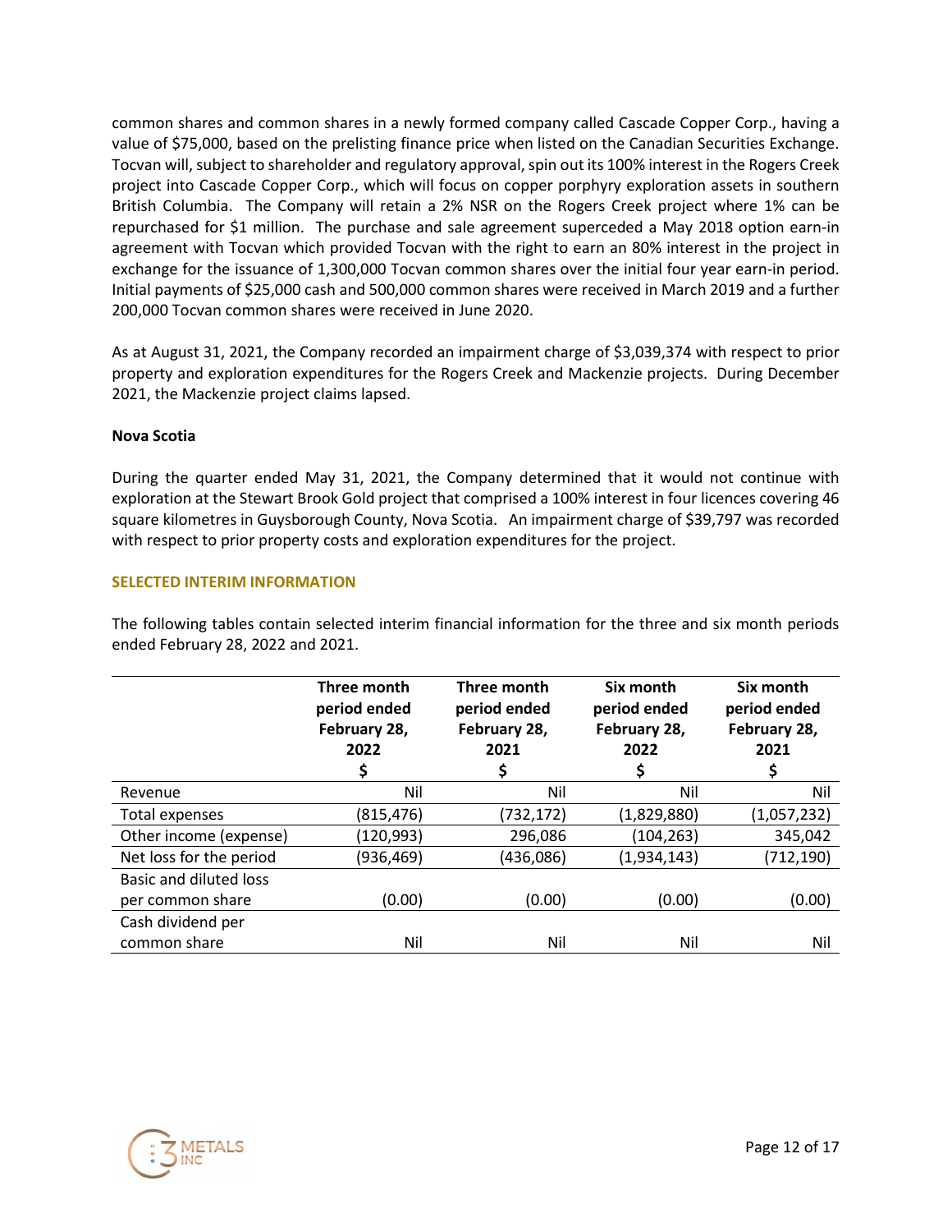common shares and common shares in a newly formed company called Cascade Copper Corp., having a value of $75,000, based on the prelisting finance price when listed on the Canadian Securities Exchange. Tocvan will, subject to shareholder and regulatory approval, spin out its 100% interest in the Rogers Creek project into Cascade Copper Corp., which will focus on copper porphyry exploration assets in southern British Columbia. The Company will retain a 2% NSR on the Rogers Creek project where 1% can be repurchased for $1 million. The purchase and sale agreement superceded a May 2018 option earn-in agreement with Tocvan which provided Tocvan with the right to earn an 80% interest in the project in exchange for the issuance of 1,300,000 Tocvan common shares over the initial four year earn-in period. Initial payments of $25,000 cash and 500,000 common shares were received in March 2019 and a further 200,000 Tocvan common shares were received in June 2020.

As at August 31, 2021, the Company recorded an impairment charge of $3,039,374 with respect to prior property and exploration expenditures for the Rogers Creek and Mackenzie projects. During December 2021, the Mackenzie project claims lapsed.

**Nova Scotia**

During the quarter ended May 31, 2021, the Company determined that it would not continue with exploration at the Stewart Brook Gold project that comprised a 100% interest in four licences covering 46 square kilometres in Guysborough County, Nova Scotia. An impairment charge of $39,797 was recorded with respect to prior property costs and exploration expenditures for the project.

## SELECTED INTERIM INFORMATION

The following tables contain selected interim financial information for the three and six month periods ended February 28, 2022 and 2021.

| | Three month period ended February 28, 2022<br>$ | Three month period ended February 28, 2021<br>$ | Six month period ended February 28, 2022<br>$ | Six month period ended February 28, 2021<br>$ |
|---|---|---|---|---|
| Revenue | Nil | Nil | Nil | Nil |
| Total expenses | (815,476) | (732,172) | (1,829,880) | (1,057,232) |
| Other income (expense) | (120,993) | 296,086 | (104,263) | 345,042 |
| Net loss for the period | (936,469) | (436,086) | (1,934,143) | (712,190) |
| Basic and diluted loss per common share | (0.00) | (0.00) | (0.00) | (0.00) |
| Cash dividend per common share | Nil | Nil | Nil | Nil |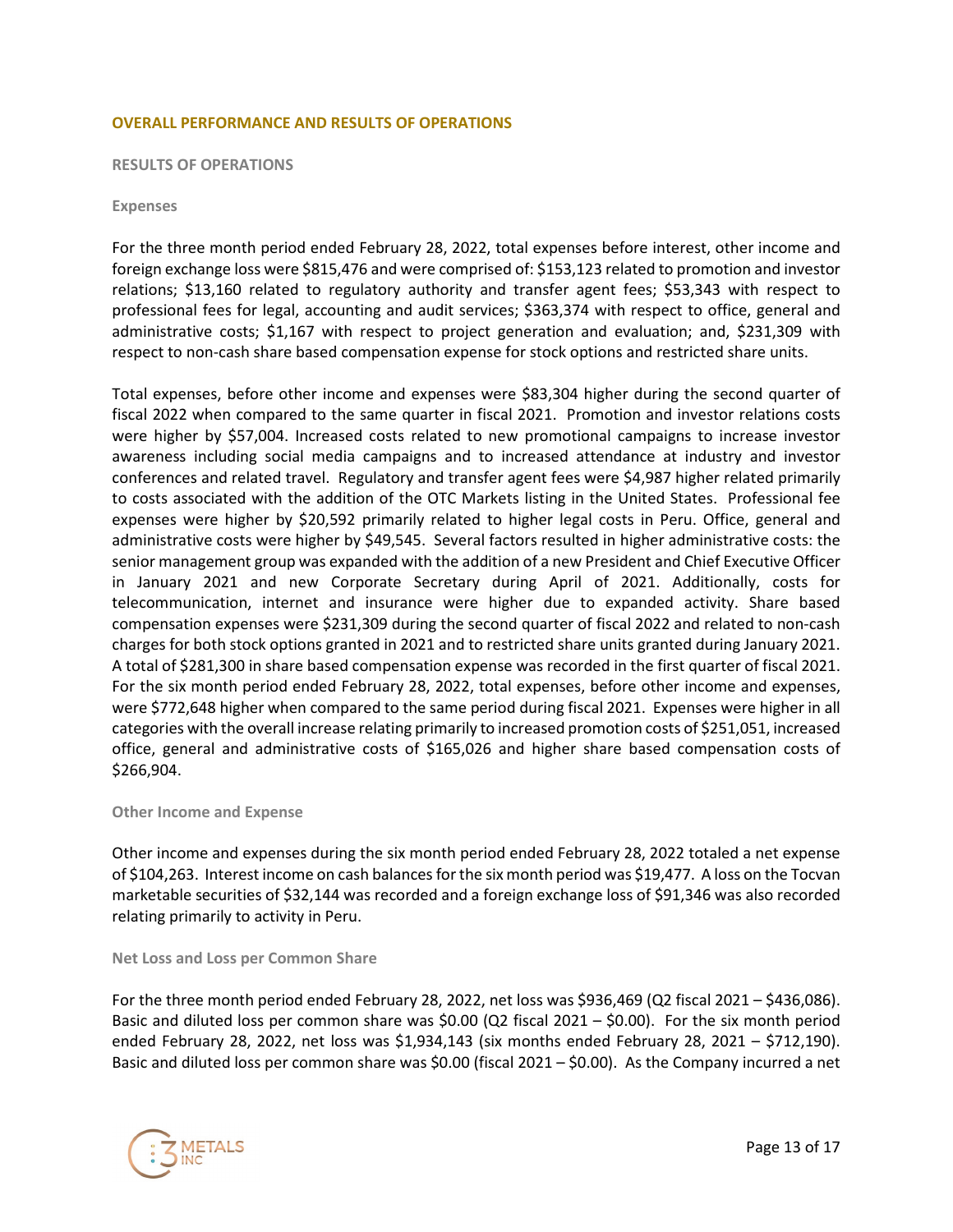## OVERALL PERFORMANCE AND RESULTS OF OPERATIONS

### RESULTS OF OPERATIONS

#### Expenses

For the three month period ended February 28, 2022, total expenses before interest, other income and foreign exchange loss were $815,476 and were comprised of: $153,123 related to promotion and investor relations; $13,160 related to regulatory authority and transfer agent fees; $53,343 with respect to professional fees for legal, accounting and audit services; $363,374 with respect to office, general and administrative costs; $1,167 with respect to project generation and evaluation; and, $231,309 with respect to non-cash share based compensation expense for stock options and restricted share units.

Total expenses, before other income and expenses were $83,304 higher during the second quarter of fiscal 2022 when compared to the same quarter in fiscal 2021. Promotion and investor relations costs were higher by $57,004. Increased costs related to new promotional campaigns to increase investor awareness including social media campaigns and to increased attendance at industry and investor conferences and related travel. Regulatory and transfer agent fees were $4,987 higher related primarily to costs associated with the addition of the OTC Markets listing in the United States. Professional fee expenses were higher by $20,592 primarily related to higher legal costs in Peru. Office, general and administrative costs were higher by $49,545. Several factors resulted in higher administrative costs: the senior management group was expanded with the addition of a new President and Chief Executive Officer in January 2021 and new Corporate Secretary during April of 2021. Additionally, costs for telecommunication, internet and insurance were higher due to expanded activity. Share based compensation expenses were $231,309 during the second quarter of fiscal 2022 and related to non-cash charges for both stock options granted in 2021 and to restricted share units granted during January 2021. A total of $281,300 in share based compensation expense was recorded in the first quarter of fiscal 2021. For the six month period ended February 28, 2022, total expenses, before other income and expenses, were $772,648 higher when compared to the same period during fiscal 2021. Expenses were higher in all categories with the overall increase relating primarily to increased promotion costs of $251,051, increased office, general and administrative costs of $165,026 and higher share based compensation costs of $266,904.

#### Other Income and Expense

Other income and expenses during the six month period ended February 28, 2022 totaled a net expense of $104,263. Interest income on cash balances for the six month period was $19,477. A loss on the Tocvan marketable securities of $32,144 was recorded and a foreign exchange loss of $91,346 was also recorded relating primarily to activity in Peru.

#### Net Loss and Loss per Common Share

For the three month period ended February 28, 2022, net loss was $936,469 (Q2 fiscal 2021 – $436,086). Basic and diluted loss per common share was $0.00 (Q2 fiscal 2021 – $0.00). For the six month period ended February 28, 2022, net loss was $1,934,143 (six months ended February 28, 2021 – $712,190). Basic and diluted loss per common share was $0.00 (fiscal 2021 – $0.00). As the Company incurred a net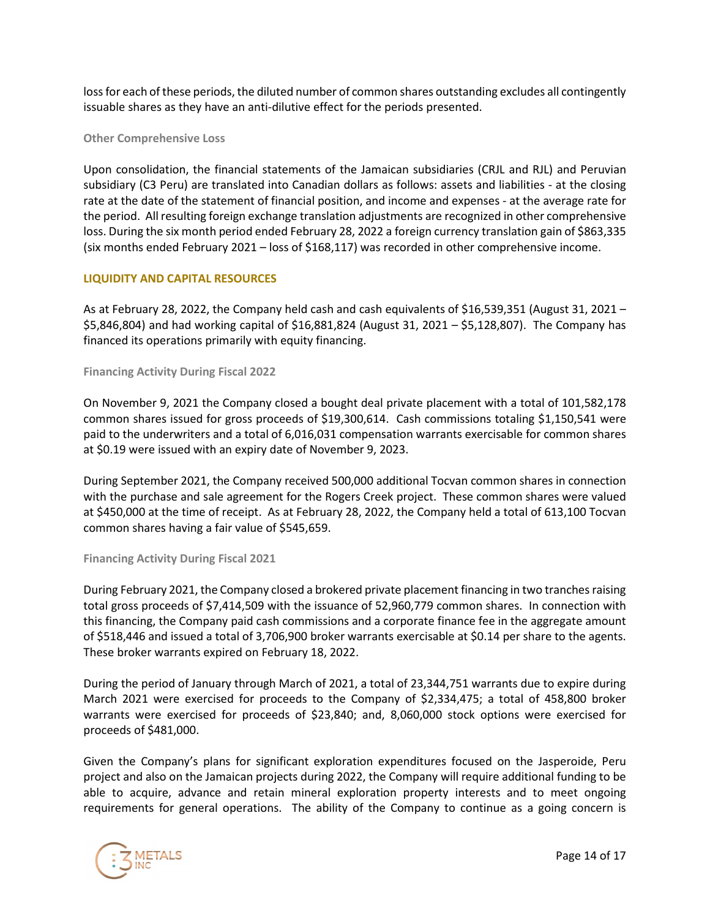loss for each of these periods, the diluted number of common shares outstanding excludes all contingently issuable shares as they have an anti-dilutive effect for the periods presented.

#### Other Comprehensive Loss

Upon consolidation, the financial statements of the Jamaican subsidiaries (CRJL and RJL) and Peruvian subsidiary (C3 Peru) are translated into Canadian dollars as follows: assets and liabilities - at the closing rate at the date of the statement of financial position, and income and expenses - at the average rate for the period. All resulting foreign exchange translation adjustments are recognized in other comprehensive loss. During the six month period ended February 28, 2022 a foreign currency translation gain of $863,335 (six months ended February 2021 – loss of $168,117) was recorded in other comprehensive income.

### LIQUIDITY AND CAPITAL RESOURCES

As at February 28, 2022, the Company held cash and cash equivalents of $16,539,351 (August 31, 2021 – $5,846,804) and had working capital of $16,881,824 (August 31, 2021 – $5,128,807). The Company has financed its operations primarily with equity financing.

#### Financing Activity During Fiscal 2022

On November 9, 2021 the Company closed a bought deal private placement with a total of 101,582,178 common shares issued for gross proceeds of $19,300,614. Cash commissions totaling $1,150,541 were paid to the underwriters and a total of 6,016,031 compensation warrants exercisable for common shares at $0.19 were issued with an expiry date of November 9, 2023.

During September 2021, the Company received 500,000 additional Tocvan common shares in connection with the purchase and sale agreement for the Rogers Creek project. These common shares were valued at $450,000 at the time of receipt. As at February 28, 2022, the Company held a total of 613,100 Tocvan common shares having a fair value of $545,659.

#### Financing Activity During Fiscal 2021

During February 2021, the Company closed a brokered private placement financing in two tranches raising total gross proceeds of $7,414,509 with the issuance of 52,960,779 common shares. In connection with this financing, the Company paid cash commissions and a corporate finance fee in the aggregate amount of $518,446 and issued a total of 3,706,900 broker warrants exercisable at $0.14 per share to the agents. These broker warrants expired on February 18, 2022.

During the period of January through March of 2021, a total of 23,344,751 warrants due to expire during March 2021 were exercised for proceeds to the Company of $2,334,475; a total of 458,800 broker warrants were exercised for proceeds of $23,840; and, 8,060,000 stock options were exercised for proceeds of $481,000.

Given the Company's plans for significant exploration expenditures focused on the Jasperoide, Peru project and also on the Jamaican projects during 2022, the Company will require additional funding to be able to acquire, advance and retain mineral exploration property interests and to meet ongoing requirements for general operations. The ability of the Company to continue as a going concern is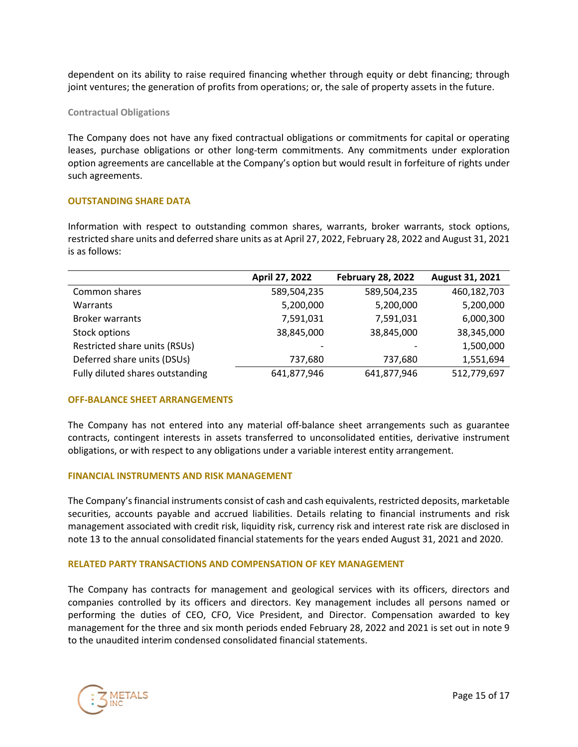dependent on its ability to raise required financing whether through equity or debt financing; through joint ventures; the generation of profits from operations; or, the sale of property assets in the future.

### Contractual Obligations

The Company does not have any fixed contractual obligations or commitments for capital or operating leases, purchase obligations or other long-term commitments. Any commitments under exploration option agreements are cancellable at the Company's option but would result in forfeiture of rights under such agreements.

## OUTSTANDING SHARE DATA

Information with respect to outstanding common shares, warrants, broker warrants, stock options, restricted share units and deferred share units as at April 27, 2022, February 28, 2022 and August 31, 2021 is as follows:

| | April 27, 2022 | February 28, 2022 | August 31, 2021 |
|---|---|---|---|
| Common shares | 589,504,235 | 589,504,235 | 460,182,703 |
| Warrants | 5,200,000 | 5,200,000 | 5,200,000 |
| Broker warrants | 7,591,031 | 7,591,031 | 6,000,300 |
| Stock options | 38,845,000 | 38,845,000 | 38,345,000 |
| Restricted share units (RSUs) | - | - | 1,500,000 |
| Deferred share units (DSUs) | 737,680 | 737,680 | 1,551,694 |
| Fully diluted shares outstanding | 641,877,946 | 641,877,946 | 512,779,697 |

## OFF-BALANCE SHEET ARRANGEMENTS

The Company has not entered into any material off-balance sheet arrangements such as guarantee contracts, contingent interests in assets transferred to unconsolidated entities, derivative instrument obligations, or with respect to any obligations under a variable interest entity arrangement.

## FINANCIAL INSTRUMENTS AND RISK MANAGEMENT

The Company's financial instruments consist of cash and cash equivalents, restricted deposits, marketable securities, accounts payable and accrued liabilities. Details relating to financial instruments and risk management associated with credit risk, liquidity risk, currency risk and interest rate risk are disclosed in note 13 to the annual consolidated financial statements for the years ended August 31, 2021 and 2020.

## RELATED PARTY TRANSACTIONS AND COMPENSATION OF KEY MANAGEMENT

The Company has contracts for management and geological services with its officers, directors and companies controlled by its officers and directors. Key management includes all persons named or performing the duties of CEO, CFO, Vice President, and Director. Compensation awarded to key management for the three and six month periods ended February 28, 2022 and 2021 is set out in note 9 to the unaudited interim condensed consolidated financial statements.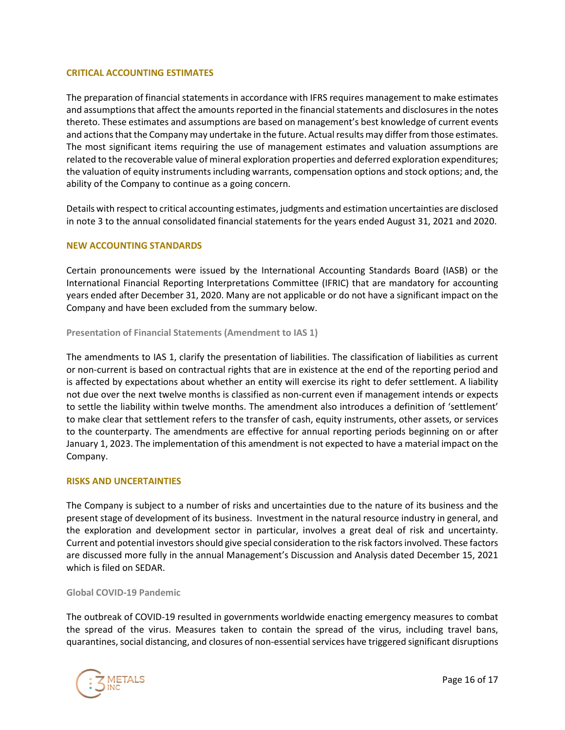## CRITICAL ACCOUNTING ESTIMATES

The preparation of financial statements in accordance with IFRS requires management to make estimates and assumptions that affect the amounts reported in the financial statements and disclosures in the notes thereto. These estimates and assumptions are based on management's best knowledge of current events and actions that the Company may undertake in the future. Actual results may differ from those estimates. The most significant items requiring the use of management estimates and valuation assumptions are related to the recoverable value of mineral exploration properties and deferred exploration expenditures; the valuation of equity instruments including warrants, compensation options and stock options; and, the ability of the Company to continue as a going concern.

Details with respect to critical accounting estimates, judgments and estimation uncertainties are disclosed in note 3 to the annual consolidated financial statements for the years ended August 31, 2021 and 2020.

## NEW ACCOUNTING STANDARDS

Certain pronouncements were issued by the International Accounting Standards Board (IASB) or the International Financial Reporting Interpretations Committee (IFRIC) that are mandatory for accounting years ended after December 31, 2020. Many are not applicable or do not have a significant impact on the Company and have been excluded from the summary below.

### Presentation of Financial Statements (Amendment to IAS 1)

The amendments to IAS 1, clarify the presentation of liabilities. The classification of liabilities as current or non-current is based on contractual rights that are in existence at the end of the reporting period and is affected by expectations about whether an entity will exercise its right to defer settlement. A liability not due over the next twelve months is classified as non-current even if management intends or expects to settle the liability within twelve months. The amendment also introduces a definition of 'settlement' to make clear that settlement refers to the transfer of cash, equity instruments, other assets, or services to the counterparty. The amendments are effective for annual reporting periods beginning on or after January 1, 2023. The implementation of this amendment is not expected to have a material impact on the Company.

## RISKS AND UNCERTAINTIES

The Company is subject to a number of risks and uncertainties due to the nature of its business and the present stage of development of its business. Investment in the natural resource industry in general, and the exploration and development sector in particular, involves a great deal of risk and uncertainty. Current and potential investors should give special consideration to the risk factors involved. These factors are discussed more fully in the annual Management's Discussion and Analysis dated December 15, 2021 which is filed on SEDAR.

### Global COVID-19 Pandemic

The outbreak of COVID-19 resulted in governments worldwide enacting emergency measures to combat the spread of the virus. Measures taken to contain the spread of the virus, including travel bans, quarantines, social distancing, and closures of non-essential services have triggered significant disruptions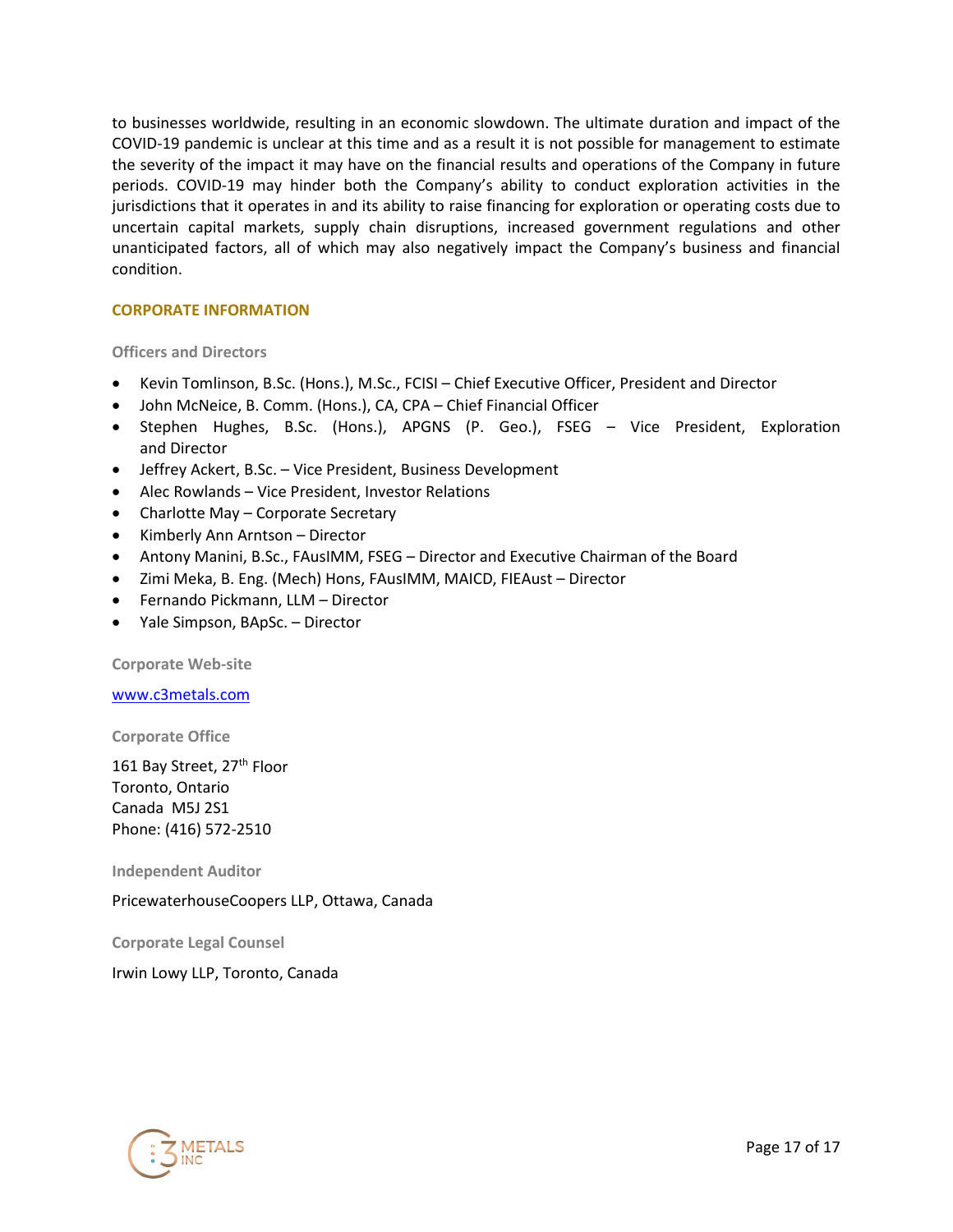to businesses worldwide, resulting in an economic slowdown. The ultimate duration and impact of the COVID-19 pandemic is unclear at this time and as a result it is not possible for management to estimate the severity of the impact it may have on the financial results and operations of the Company in future periods. COVID-19 may hinder both the Company's ability to conduct exploration activities in the jurisdictions that it operates in and its ability to raise financing for exploration or operating costs due to uncertain capital markets, supply chain disruptions, increased government regulations and other unanticipated factors, all of which may also negatively impact the Company's business and financial condition.

## CORPORATE INFORMATION

### Officers and Directors

- Kevin Tomlinson, B.Sc. (Hons.), M.Sc., FCISI – Chief Executive Officer, President and Director
- John McNeice, B. Comm. (Hons.), CA, CPA – Chief Financial Officer
- Stephen Hughes, B.Sc. (Hons.), APGNS (P. Geo.), FSEG – Vice President, Exploration and Director
- Jeffrey Ackert, B.Sc. – Vice President, Business Development
- Alec Rowlands – Vice President, Investor Relations
- Charlotte May – Corporate Secretary
- Kimberly Ann Arntson – Director
- Antony Manini, B.Sc., FAusIMM, FSEG – Director and Executive Chairman of the Board
- Zimi Meka, B. Eng. (Mech) Hons, FAusIMM, MAICD, FIEAust – Director
- Fernando Pickmann, LLM – Director
- Yale Simpson, BApSc. – Director

### Corporate Web-site

www.c3metals.com

### Corporate Office

161 Bay Street, 27th Floor
Toronto, Ontario
Canada M5J 2S1
Phone: (416) 572-2510

### Independent Auditor

PricewaterhouseCoopers LLP, Ottawa, Canada

### Corporate Legal Counsel

Irwin Lowy LLP, Toronto, Canada